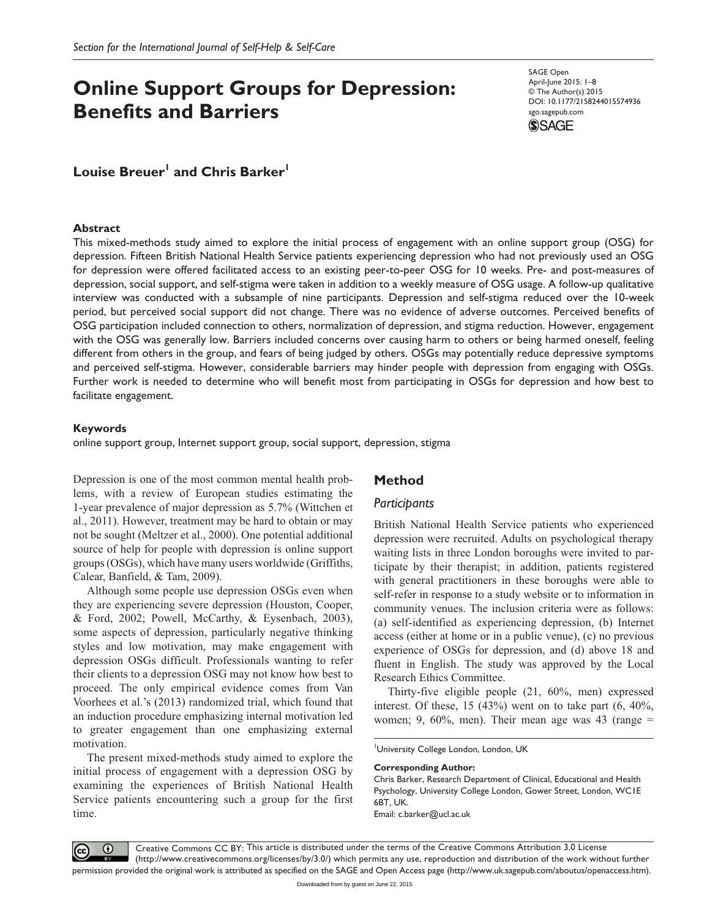# Online Support Groups for Depression: Benefits and Barriers

**Louise Breuer[1] and Chris Barker[1]**

## Abstract

This mixed-methods study aimed to explore the initial process of engagement with an online support group (OSG) for depression. Fifteen British National Health Service patients experiencing depression who had not previously used an OSG for depression were offered facilitated access to an existing peer-to-peer OSG for 10 weeks. Pre- and post-measures of depression, social support, and self-stigma were taken in addition to a weekly measure of OSG usage. A follow-up qualitative interview was conducted with a subsample of nine participants. Depression and self-stigma reduced over the 10-week period, but perceived social support did not change. There was no evidence of adverse outcomes. Perceived benefits of OSG participation included connection to others, normalization of depression, and stigma reduction. However, engagement with the OSG was generally low. Barriers included concerns over causing harm to others or being harmed oneself, feeling different from others in the group, and fears of being judged by others. OSGs may potentially reduce depressive symptoms and perceived self-stigma. However, considerable barriers may hinder people with depression from engaging with OSGs. Further work is needed to determine who will benefit most from participating in OSGs for depression and how best to facilitate engagement.

### Keywords

online support group, Internet support group, social support, depression, stigma

Depression is one of the most common mental health problems, with a review of European studies estimating the 1-year prevalence of major depression as 5.7% (Wittchen et al., 2011). However, treatment may be hard to obtain or may not be sought (Meltzer et al., 2000). One potential additional source of help for people with depression is online support groups (OSGs), which have many users worldwide (Griffiths, Calear, Banfield, & Tam, 2009).

Although some people use depression OSGs even when they are experiencing severe depression (Houston, Cooper, & Ford, 2002; Powell, McCarthy, & Eysenbach, 2003), some aspects of depression, particularly negative thinking styles and low motivation, may make engagement with depression OSGs difficult. Professionals wanting to refer their clients to a depression OSG may not know how best to proceed. The only empirical evidence comes from Van Voorhees et al.'s (2013) randomized trial, which found that an induction procedure emphasizing internal motivation led to greater engagement than one emphasizing external motivation.

The present mixed-methods study aimed to explore the initial process of engagement with a depression OSG by examining the experiences of British National Health Service patients encountering such a group for the first time.

## Method

### *Participants*

British National Health Service patients who experienced depression were recruited. Adults on psychological therapy waiting lists in three London boroughs were invited to participate by their therapist; in addition, patients registered with general practitioners in these boroughs were able to self-refer in response to a study website or to information in community venues. The inclusion criteria were as follows: (a) self-identified as experiencing depression, (b) Internet access (either at home or in a public venue), (c) no previous experience of OSGs for depression, and (d) above 18 and fluent in English. The study was approved by the Local Research Ethics Committee.

Thirty-five eligible people (21, 60%, men) expressed interest. Of these, 15 (43%) went on to take part (6, 40%, women; 9, 60%, men). Their mean age was 43 (range =

[1]University College London, London, UK

**Corresponding Author:**
Chris Barker, Research Department of Clinical, Educational and Health Psychology, University College London, Gower Street, London, WC1E 6BT, UK.
Email: c.barker@ucl.ac.uk

Creative Commons CC BY: This article is distributed under the terms of the Creative Commons Attribution 3.0 License (http://www.creativecommons.org/licenses/by/3.0/) which permits any use, reproduction and distribution of the work without further permission provided the original work is attributed as specified on the SAGE and Open Access page (http://www.uk.sagepub.com/aboutus/openaccess.htm).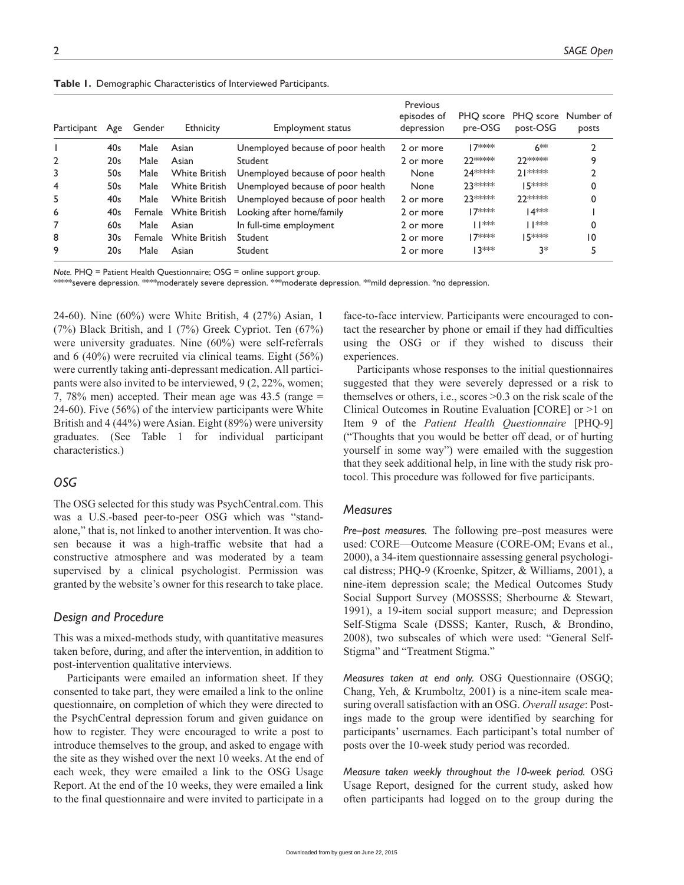**Table 1.** Demographic Characteristics of Interviewed Participants.

| Participant | Age | Gender | Ethnicity | Employment status | Previous episodes of depression | PHQ score pre-OSG | PHQ score post-OSG | Number of posts |
|---|---|---|---|---|---|---|---|---|
| 1 | 40s | Male | Asian | Unemployed because of poor health | 2 or more | 17**** | 6** | 2 |
| 2 | 20s | Male | Asian | Student | 2 or more | 22***** | 22***** | 9 |
| 3 | 50s | Male | White British | Unemployed because of poor health | None | 24***** | 21***** | 2 |
| 4 | 50s | Male | White British | Unemployed because of poor health | None | 23***** | 15**** | 0 |
| 5 | 40s | Male | White British | Unemployed because of poor health | 2 or more | 23***** | 22***** | 0 |
| 6 | 40s | Female | White British | Looking after home/family | 2 or more | 17**** | 14*** | 1 |
| 7 | 60s | Male | Asian | In full-time employment | 2 or more | 11*** | 11*** | 0 |
| 8 | 30s | Female | White British | Student | 2 or more | 17**** | 15**** | 10 |
| 9 | 20s | Male | Asian | Student | 2 or more | 13*** | 3* | 5 |

*Note.* PHQ = Patient Health Questionnaire; OSG = online support group.
*****severe depression. ****moderately severe depression. ***moderate depression. **mild depression. *no depression.

24-60). Nine (60%) were White British, 4 (27%) Asian, 1 (7%) Black British, and 1 (7%) Greek Cypriot. Ten (67%) were university graduates. Nine (60%) were self-referrals and 6 (40%) were recruited via clinical teams. Eight (56%) were currently taking anti-depressant medication. All participants were also invited to be interviewed, 9 (2, 22%, women; 7, 78% men) accepted. Their mean age was 43.5 (range = 24-60). Five (56%) of the interview participants were White British and 4 (44%) were Asian. Eight (89%) were university graduates. (See Table 1 for individual participant characteristics.)

## OSG

The OSG selected for this study was PsychCentral.com. This was a U.S.-based peer-to-peer OSG which was "stand-alone," that is, not linked to another intervention. It was chosen because it was a high-traffic website that had a constructive atmosphere and was moderated by a team supervised by a clinical psychologist. Permission was granted by the website's owner for this research to take place.

## Design and Procedure

This was a mixed-methods study, with quantitative measures taken before, during, and after the intervention, in addition to post-intervention qualitative interviews.

Participants were emailed an information sheet. If they consented to take part, they were emailed a link to the online questionnaire, on completion of which they were directed to the PsychCentral depression forum and given guidance on how to register. They were encouraged to write a post to introduce themselves to the group, and asked to engage with the site as they wished over the next 10 weeks. At the end of each week, they were emailed a link to the OSG Usage Report. At the end of the 10 weeks, they were emailed a link to the final questionnaire and were invited to participate in a face-to-face interview. Participants were encouraged to contact the researcher by phone or email if they had difficulties using the OSG or if they wished to discuss their experiences.

Participants whose responses to the initial questionnaires suggested that they were severely depressed or a risk to themselves or others, i.e., scores >0.3 on the risk scale of the Clinical Outcomes in Routine Evaluation [CORE] or >1 on Item 9 of the *Patient Health Questionnaire* [PHQ-9] ("Thoughts that you would be better off dead, or of hurting yourself in some way") were emailed with the suggestion that they seek additional help, in line with the study risk protocol. This procedure was followed for five participants.

## Measures

*Pre–post measures.* The following pre–post measures were used: CORE—Outcome Measure (CORE-OM; Evans et al., 2000), a 34-item questionnaire assessing general psychological distress; PHQ-9 (Kroenke, Spitzer, & Williams, 2001), a nine-item depression scale; the Medical Outcomes Study Social Support Survey (MOSSSS; Sherbourne & Stewart, 1991), a 19-item social support measure; and Depression Self-Stigma Scale (DSSS; Kanter, Rusch, & Brondino, 2008), two subscales of which were used: "General Self-Stigma" and "Treatment Stigma."

*Measures taken at end only.* OSG Questionnaire (OSGQ; Chang, Yeh, & Krumboltz, 2001) is a nine-item scale measuring overall satisfaction with an OSG. *Overall usage*: Postings made to the group were identified by searching for participants' usernames. Each participant's total number of posts over the 10-week study period was recorded.

*Measure taken weekly throughout the 10-week period.* OSG Usage Report, designed for the current study, asked how often participants had logged on to the group during the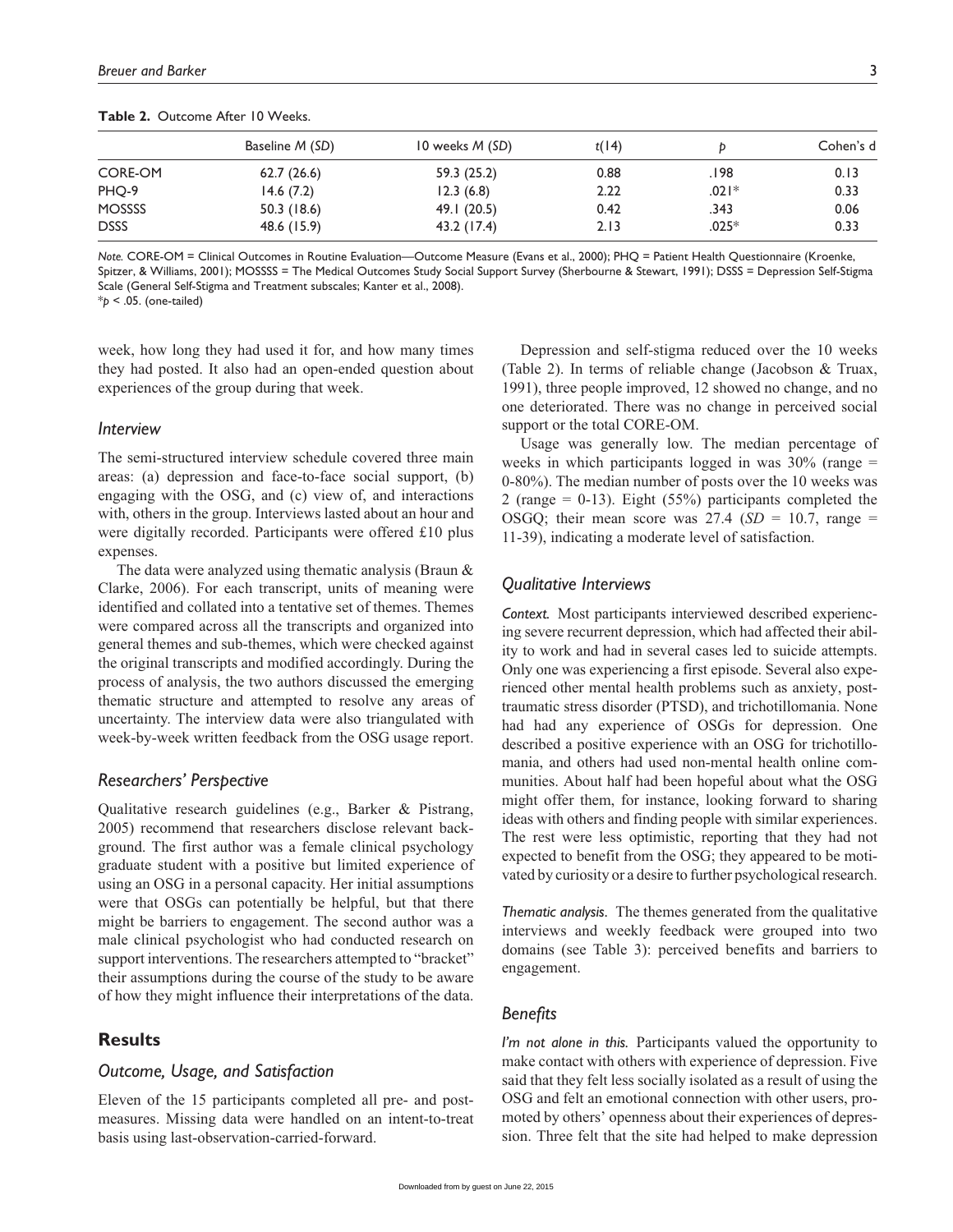**Table 2.** Outcome After 10 Weeks.

| | Baseline *M* (*SD*) | 10 weeks *M* (*SD*) | $t(14)$ | *p* | Cohen's d |
|---|---|---|---|---|---|
| CORE-OM | 62.7 (26.6) | 59.3 (25.2) | 0.88 | .198 | 0.13 |
| PHQ-9 | 14.6 (7.2) | 12.3 (6.8) | 2.22 | .021* | 0.33 |
| MOSSSS | 50.3 (18.6) | 49.1 (20.5) | 0.42 | .343 | 0.06 |
| DSSS | 48.6 (15.9) | 43.2 (17.4) | 2.13 | .025* | 0.33 |

*Note.* CORE-OM = Clinical Outcomes in Routine Evaluation—Outcome Measure (Evans et al., 2000); PHQ = Patient Health Questionnaire (Kroenke, Spitzer, & Williams, 2001); MOSSSS = The Medical Outcomes Study Social Support Survey (Sherbourne & Stewart, 1991); DSSS = Depression Self-Stigma Scale (General Self-Stigma and Treatment subscales; Kanter et al., 2008).
*$p < .05$. (one-tailed)

week, how long they had used it for, and how many times they had posted. It also had an open-ended question about experiences of the group during that week.

### *Interview*

The semi-structured interview schedule covered three main areas: (a) depression and face-to-face social support, (b) engaging with the OSG, and (c) view of, and interactions with, others in the group. Interviews lasted about an hour and were digitally recorded. Participants were offered £10 plus expenses.

The data were analyzed using thematic analysis (Braun & Clarke, 2006). For each transcript, units of meaning were identified and collated into a tentative set of themes. Themes were compared across all the transcripts and organized into general themes and sub-themes, which were checked against the original transcripts and modified accordingly. During the process of analysis, the two authors discussed the emerging thematic structure and attempted to resolve any areas of uncertainty. The interview data were also triangulated with week-by-week written feedback from the OSG usage report.

### *Researchers' Perspective*

Qualitative research guidelines (e.g., Barker & Pistrang, 2005) recommend that researchers disclose relevant background. The first author was a female clinical psychology graduate student with a positive but limited experience of using an OSG in a personal capacity. Her initial assumptions were that OSGs can potentially be helpful, but that there might be barriers to engagement. The second author was a male clinical psychologist who had conducted research on support interventions. The researchers attempted to "bracket" their assumptions during the course of the study to be aware of how they might influence their interpretations of the data.

## Results

### *Outcome, Usage, and Satisfaction*

Eleven of the 15 participants completed all pre- and post-measures. Missing data were handled on an intent-to-treat basis using last-observation-carried-forward.

Depression and self-stigma reduced over the 10 weeks (Table 2). In terms of reliable change (Jacobson & Truax, 1991), three people improved, 12 showed no change, and no one deteriorated. There was no change in perceived social support or the total CORE-OM.

Usage was generally low. The median percentage of weeks in which participants logged in was 30% (range = 0-80%). The median number of posts over the 10 weeks was 2 (range = 0-13). Eight (55%) participants completed the OSGQ; their mean score was 27.4 (*SD* = 10.7, range = 11-39), indicating a moderate level of satisfaction.

### *Qualitative Interviews*

*Context.* Most participants interviewed described experiencing severe recurrent depression, which had affected their ability to work and had in several cases led to suicide attempts. Only one was experiencing a first episode. Several also experienced other mental health problems such as anxiety, post-traumatic stress disorder (PTSD), and trichotillomania. None had had any experience of OSGs for depression. One described a positive experience with an OSG for trichotillomania, and others had used non-mental health online communities. About half had been hopeful about what the OSG might offer them, for instance, looking forward to sharing ideas with others and finding people with similar experiences. The rest were less optimistic, reporting that they had not expected to benefit from the OSG; they appeared to be motivated by curiosity or a desire to further psychological research.

*Thematic analysis.* The themes generated from the qualitative interviews and weekly feedback were grouped into two domains (see Table 3): perceived benefits and barriers to engagement.

### *Benefits*

*I'm not alone in this.* Participants valued the opportunity to make contact with others with experience of depression. Five said that they felt less socially isolated as a result of using the OSG and felt an emotional connection with other users, promoted by others' openness about their experiences of depression. Three felt that the site had helped to make depression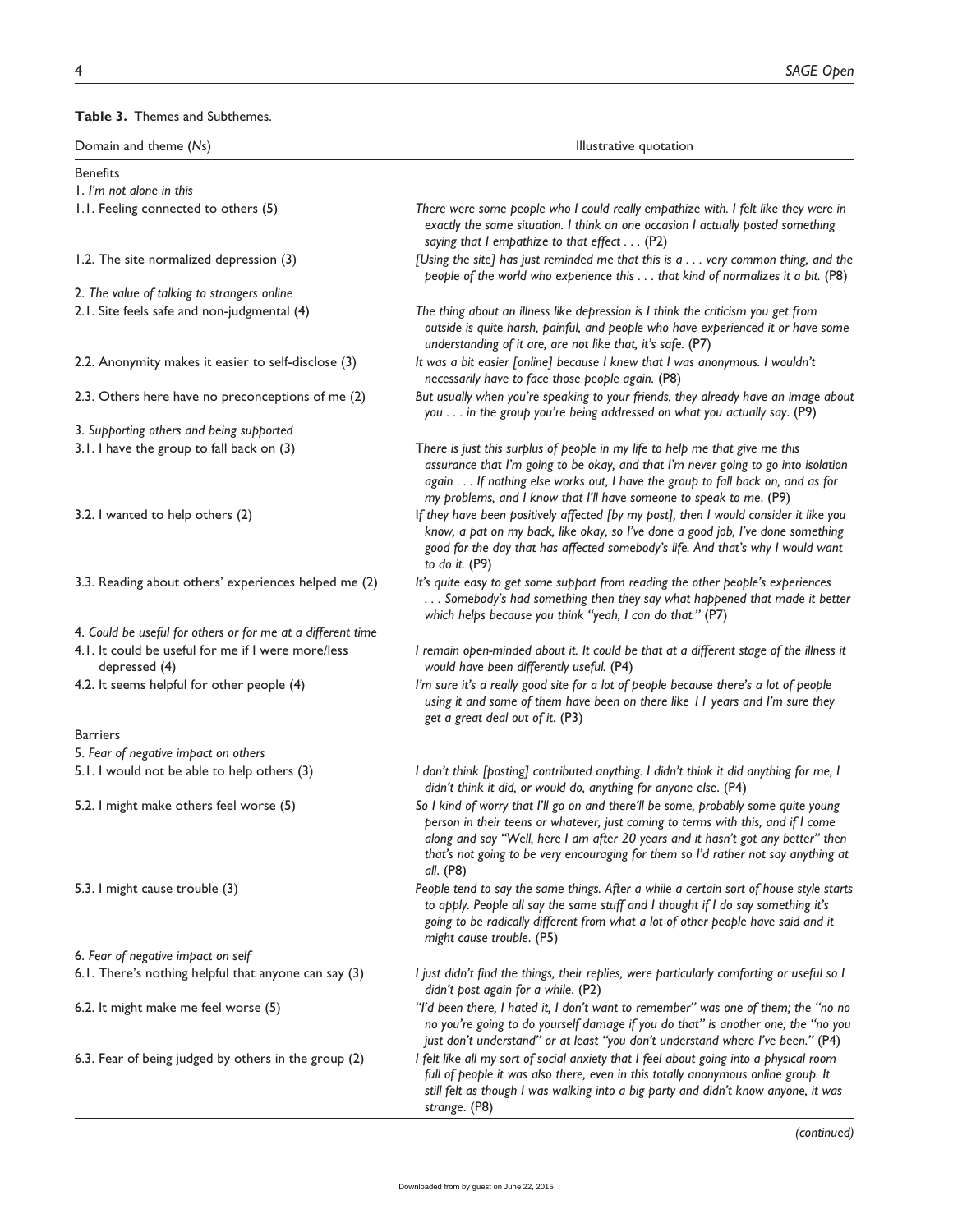**Table 3.** Themes and Subthemes.

| Domain and theme (*N*s) | Illustrative quotation |
|---|---|
| Benefits | |
| 1. *I'm not alone in this* | |
| 1.1. Feeling connected to others (5) | *There were some people who I could really empathize with. I felt like they were in exactly the same situation. I think on one occasion I actually posted something saying that I empathize to that effect . . .* (P2) |
| 1.2. The site normalized depression (3) | *[Using the site] has just reminded me that this is a . . . very common thing, and the people of the world who experience this . . . that kind of normalizes it a bit.* (P8) |
| 2. *The value of talking to strangers online* | |
| 2.1. Site feels safe and non-judgmental (4) | *The thing about an illness like depression is I think the criticism you get from outside is quite harsh, painful, and people who have experienced it or have some understanding of it are, are not like that, it's safe.* (P7) |
| 2.2. Anonymity makes it easier to self-disclose (3) | *It was a bit easier [online] because I knew that I was anonymous. I wouldn't necessarily have to face those people again.* (P8) |
| 2.3. Others here have no preconceptions of me (2) | *But usually when you're speaking to your friends, they already have an image about you . . . in the group you're being addressed on what you actually say.* (P9) |
| 3. *Supporting others and being supported* | |
| 3.1. I have the group to fall back on (3) | *There is just this surplus of people in my life to help me that give me this assurance that I'm going to be okay, and that I'm never going to go into isolation again . . . If nothing else works out, I have the group to fall back on, and as for my problems, and I know that I'll have someone to speak to me.* (P9) |
| 3.2. I wanted to help others (2) | *If they have been positively affected [by my post], then I would consider it like you know, a pat on my back, like okay, so I've done a good job, I've done something good for the day that has affected somebody's life. And that's why I would want to do it.* (P9) |
| 3.3. Reading about others' experiences helped me (2) | *It's quite easy to get some support from reading the other people's experiences . . . Somebody's had something then they say what happened that made it better which helps because you think "yeah, I can do that."* (P7) |
| 4. *Could be useful for others or for me at a different time* | |
| 4.1. It could be useful for me if I were more/less depressed (4) | *I remain open-minded about it. It could be that at a different stage of the illness it would have been differently useful.* (P4) |
| 4.2. It seems helpful for other people (4) | *I'm sure it's a really good site for a lot of people because there's a lot of people using it and some of them have been on there like 11 years and I'm sure they get a great deal out of it.* (P3) |
| Barriers | |
| 5. *Fear of negative impact on others* | |
| 5.1. I would not be able to help others (3) | *I don't think [posting] contributed anything. I didn't think it did anything for me, I didn't think it did, or would do, anything for anyone else.* (P4) |
| 5.2. I might make others feel worse (5) | *So I kind of worry that I'll go on and there'll be some, probably some quite young person in their teens or whatever, just coming to terms with this, and if I come along and say "Well, here I am after 20 years and it hasn't got any better" then that's not going to be very encouraging for them so I'd rather not say anything at all.* (P8) |
| 5.3. I might cause trouble (3) | *People tend to say the same things. After a while a certain sort of house style starts to apply. People all say the same stuff and I thought if I do say something it's going to be radically different from what a lot of other people have said and it might cause trouble.* (P5) |
| 6. *Fear of negative impact on self* | |
| 6.1. There's nothing helpful that anyone can say (3) | *I just didn't find the things, their replies, were particularly comforting or useful so I didn't post again for a while.* (P2) |
| 6.2. It might make me feel worse (5) | *"I'd been there, I hated it, I don't want to remember" was one of them; the "no no no you're going to do yourself damage if you do that" is another one; the "no you just don't understand" or at least "you don't understand where I've been."* (P4) |
| 6.3. Fear of being judged by others in the group (2) | *I felt like all my sort of social anxiety that I feel about going into a physical room full of people it was also there, even in this totally anonymous online group. It still felt as though I was walking into a big party and didn't know anyone, it was strange.* (P8) |

*(continued)*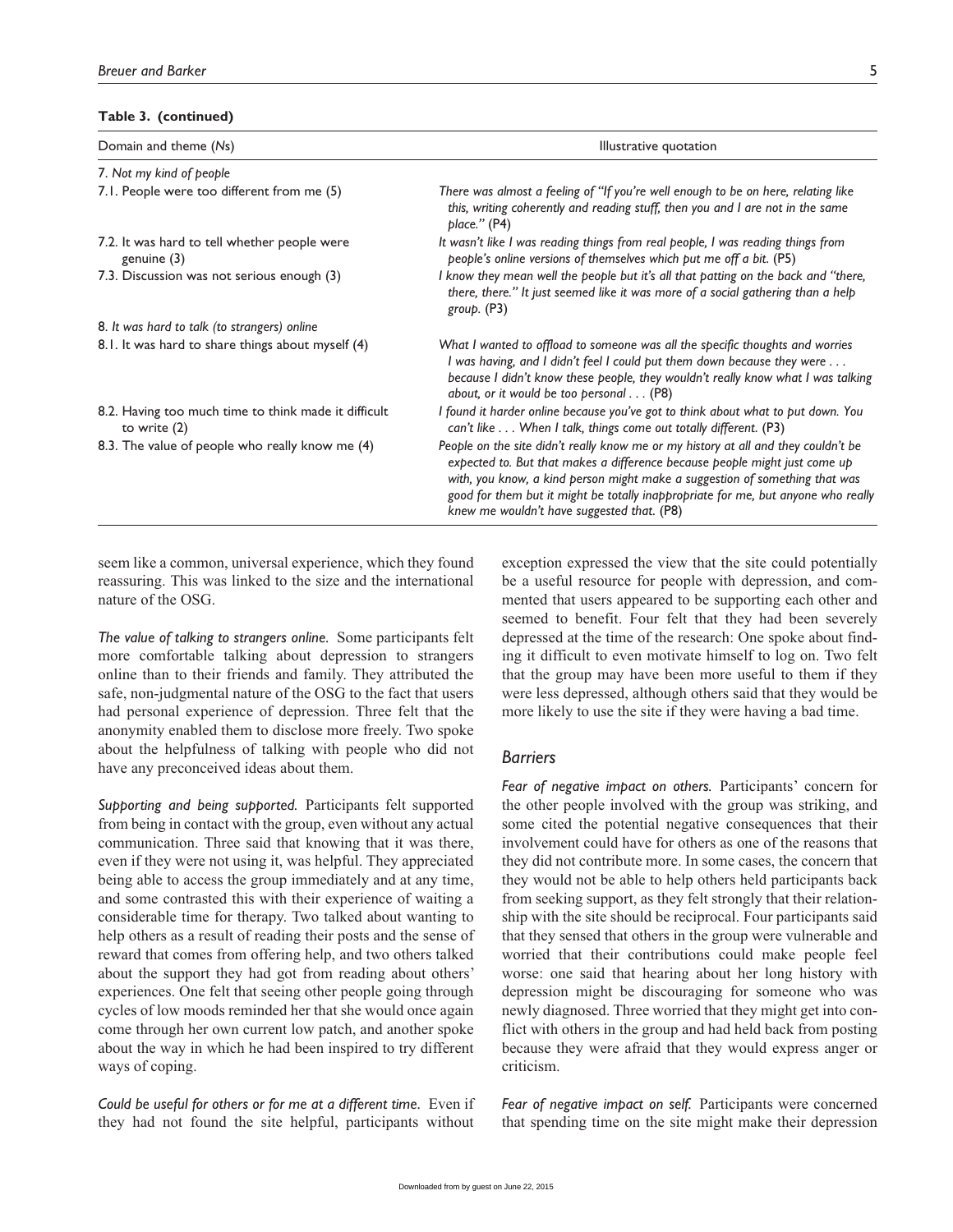**Table 3. (continued)**

| Domain and theme (*N*s) | Illustrative quotation |
|---|---|
| *7. Not my kind of people* | |
| 7.1. People were too different from me (5) | *There was almost a feeling of "If you're well enough to be on here, relating like this, writing coherently and reading stuff, then you and I are not in the same place."* (P4) |
| 7.2. It was hard to tell whether people were genuine (3) | *It wasn't like I was reading things from real people, I was reading things from people's online versions of themselves which put me off a bit.* (P5) |
| 7.3. Discussion was not serious enough (3) | *I know they mean well the people but it's all that patting on the back and "there, there, there." It just seemed like it was more of a social gathering than a help group.* (P3) |
| *8. It was hard to talk (to strangers) online* | |
| 8.1. It was hard to share things about myself (4) | *What I wanted to offload to someone was all the specific thoughts and worries I was having, and I didn't feel I could put them down because they were . . . because I didn't know these people, they wouldn't really know what I was talking about, or it would be too personal . . .* (P8) |
| 8.2. Having too much time to think made it difficult to write (2) | *I found it harder online because you've got to think about what to put down. You can't like . . . When I talk, things come out totally different.* (P3) |
| 8.3. The value of people who really know me (4) | *People on the site didn't really know me or my history at all and they couldn't be expected to. But that makes a difference because people might just come up with, you know, a kind person might make a suggestion of something that was good for them but it might be totally inappropriate for me, but anyone who really knew me wouldn't have suggested that.* (P8) |

seem like a common, universal experience, which they found reassuring. This was linked to the size and the international nature of the OSG.

*The value of talking to strangers online.* Some participants felt more comfortable talking about depression to strangers online than to their friends and family. They attributed the safe, non-judgmental nature of the OSG to the fact that users had personal experience of depression. Three felt that the anonymity enabled them to disclose more freely. Two spoke about the helpfulness of talking with people who did not have any preconceived ideas about them.

*Supporting and being supported.* Participants felt supported from being in contact with the group, even without any actual communication. Three said that knowing that it was there, even if they were not using it, was helpful. They appreciated being able to access the group immediately and at any time, and some contrasted this with their experience of waiting a considerable time for therapy. Two talked about wanting to help others as a result of reading their posts and the sense of reward that comes from offering help, and two others talked about the support they had got from reading about others' experiences. One felt that seeing other people going through cycles of low moods reminded her that she would once again come through her own current low patch, and another spoke about the way in which he had been inspired to try different ways of coping.

*Could be useful for others or for me at a different time.* Even if they had not found the site helpful, participants without exception expressed the view that the site could potentially be a useful resource for people with depression, and commented that users appeared to be supporting each other and seemed to benefit. Four felt that they had been severely depressed at the time of the research: One spoke about finding it difficult to even motivate himself to log on. Two felt that the group may have been more useful to them if they were less depressed, although others said that they would be more likely to use the site if they were having a bad time.

### Barriers

*Fear of negative impact on others.* Participants' concern for the other people involved with the group was striking, and some cited the potential negative consequences that their involvement could have for others as one of the reasons that they did not contribute more. In some cases, the concern that they would not be able to help others held participants back from seeking support, as they felt strongly that their relationship with the site should be reciprocal. Four participants said that they sensed that others in the group were vulnerable and worried that their contributions could make people feel worse: one said that hearing about her long history with depression might be discouraging for someone who was newly diagnosed. Three worried that they might get into conflict with others in the group and had held back from posting because they were afraid that they would express anger or criticism.

*Fear of negative impact on self.* Participants were concerned that spending time on the site might make their depression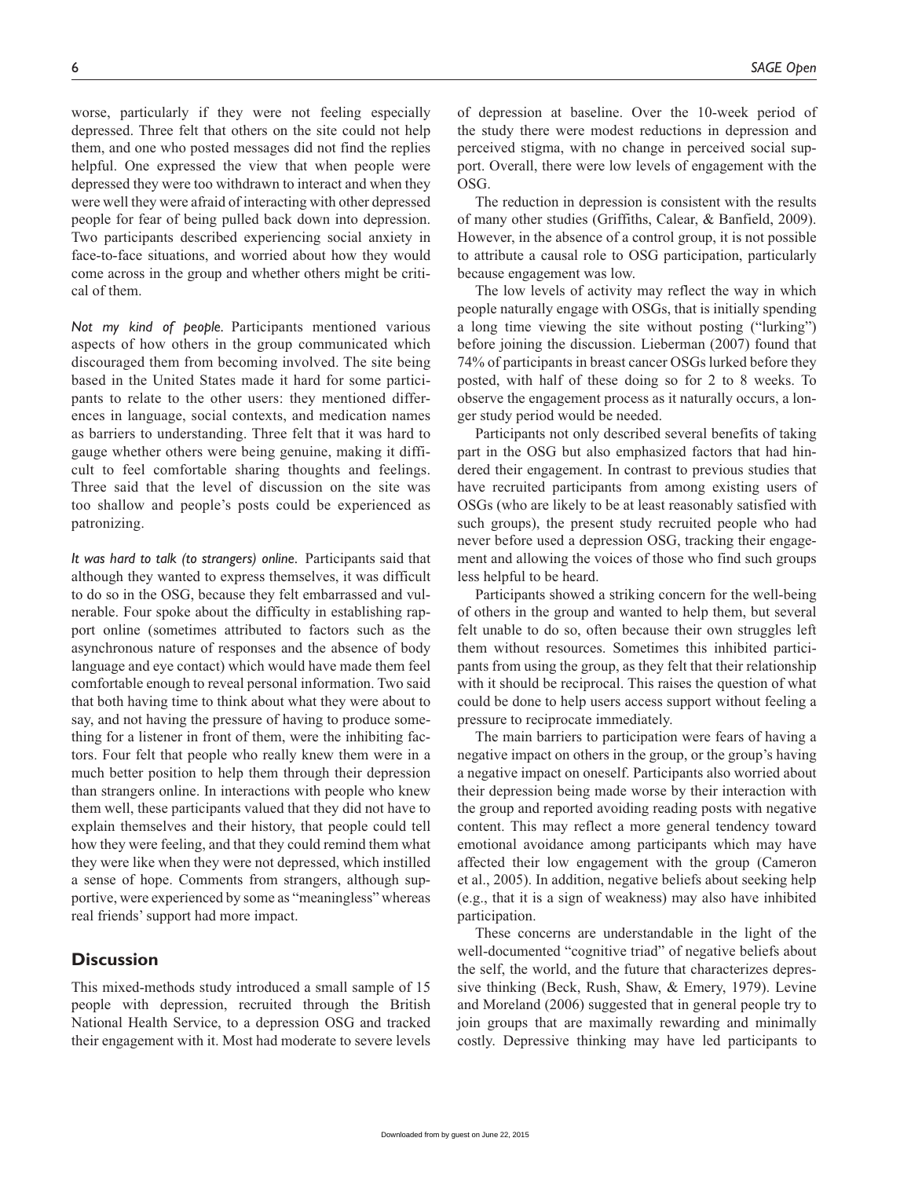worse, particularly if they were not feeling especially depressed. Three felt that others on the site could not help them, and one who posted messages did not find the replies helpful. One expressed the view that when people were depressed they were too withdrawn to interact and when they were well they were afraid of interacting with other depressed people for fear of being pulled back down into depression. Two participants described experiencing social anxiety in face-to-face situations, and worried about how they would come across in the group and whether others might be critical of them.

*Not my kind of people.* Participants mentioned various aspects of how others in the group communicated which discouraged them from becoming involved. The site being based in the United States made it hard for some participants to relate to the other users: they mentioned differences in language, social contexts, and medication names as barriers to understanding. Three felt that it was hard to gauge whether others were being genuine, making it difficult to feel comfortable sharing thoughts and feelings. Three said that the level of discussion on the site was too shallow and people's posts could be experienced as patronizing.

*It was hard to talk (to strangers) online.* Participants said that although they wanted to express themselves, it was difficult to do so in the OSG, because they felt embarrassed and vulnerable. Four spoke about the difficulty in establishing rapport online (sometimes attributed to factors such as the asynchronous nature of responses and the absence of body language and eye contact) which would have made them feel comfortable enough to reveal personal information. Two said that both having time to think about what they were about to say, and not having the pressure of having to produce something for a listener in front of them, were the inhibiting factors. Four felt that people who really knew them were in a much better position to help them through their depression than strangers online. In interactions with people who knew them well, these participants valued that they did not have to explain themselves and their history, that people could tell how they were feeling, and that they could remind them what they were like when they were not depressed, which instilled a sense of hope. Comments from strangers, although supportive, were experienced by some as "meaningless" whereas real friends' support had more impact.

## Discussion

This mixed-methods study introduced a small sample of 15 people with depression, recruited through the British National Health Service, to a depression OSG and tracked their engagement with it. Most had moderate to severe levels of depression at baseline. Over the 10-week period of the study there were modest reductions in depression and perceived stigma, with no change in perceived social support. Overall, there were low levels of engagement with the OSG.

The reduction in depression is consistent with the results of many other studies (Griffiths, Calear, & Banfield, 2009). However, in the absence of a control group, it is not possible to attribute a causal role to OSG participation, particularly because engagement was low.

The low levels of activity may reflect the way in which people naturally engage with OSGs, that is initially spending a long time viewing the site without posting ("lurking") before joining the discussion. Lieberman (2007) found that 74% of participants in breast cancer OSGs lurked before they posted, with half of these doing so for 2 to 8 weeks. To observe the engagement process as it naturally occurs, a longer study period would be needed.

Participants not only described several benefits of taking part in the OSG but also emphasized factors that had hindered their engagement. In contrast to previous studies that have recruited participants from among existing users of OSGs (who are likely to be at least reasonably satisfied with such groups), the present study recruited people who had never before used a depression OSG, tracking their engagement and allowing the voices of those who find such groups less helpful to be heard.

Participants showed a striking concern for the well-being of others in the group and wanted to help them, but several felt unable to do so, often because their own struggles left them without resources. Sometimes this inhibited participants from using the group, as they felt that their relationship with it should be reciprocal. This raises the question of what could be done to help users access support without feeling a pressure to reciprocate immediately.

The main barriers to participation were fears of having a negative impact on others in the group, or the group's having a negative impact on oneself. Participants also worried about their depression being made worse by their interaction with the group and reported avoiding reading posts with negative content. This may reflect a more general tendency toward emotional avoidance among participants which may have affected their low engagement with the group (Cameron et al., 2005). In addition, negative beliefs about seeking help (e.g., that it is a sign of weakness) may also have inhibited participation.

These concerns are understandable in the light of the well-documented "cognitive triad" of negative beliefs about the self, the world, and the future that characterizes depressive thinking (Beck, Rush, Shaw, & Emery, 1979). Levine and Moreland (2006) suggested that in general people try to join groups that are maximally rewarding and minimally costly. Depressive thinking may have led participants to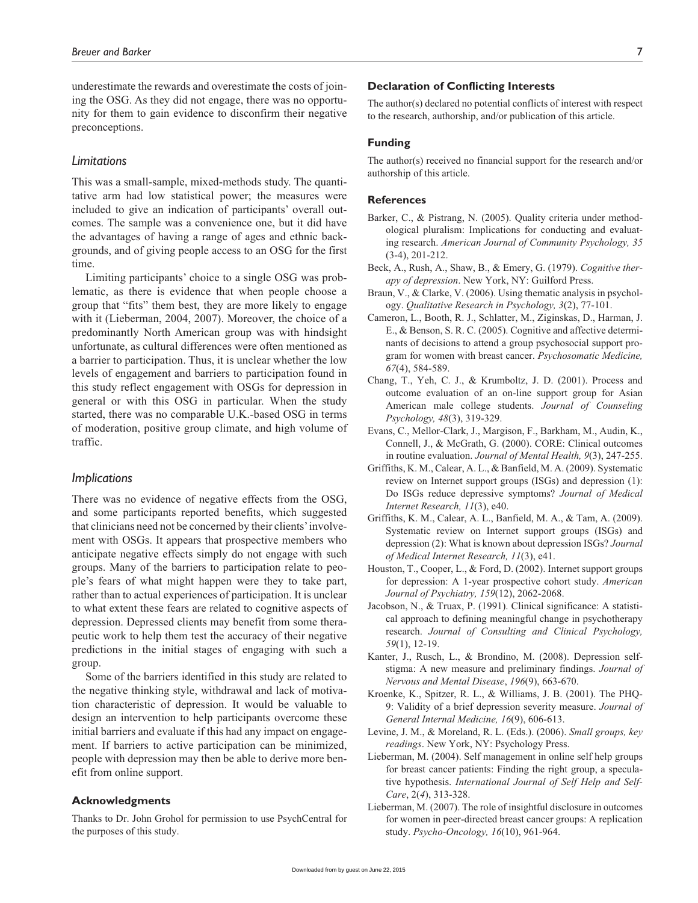underestimate the rewards and overestimate the costs of joining the OSG. As they did not engage, there was no opportunity for them to gain evidence to disconfirm their negative preconceptions.

### *Limitations*

This was a small-sample, mixed-methods study. The quantitative arm had low statistical power; the measures were included to give an indication of participants' overall outcomes. The sample was a convenience one, but it did have the advantages of having a range of ages and ethnic backgrounds, and of giving people access to an OSG for the first time.

Limiting participants' choice to a single OSG was problematic, as there is evidence that when people choose a group that "fits" them best, they are more likely to engage with it (Lieberman, 2004, 2007). Moreover, the choice of a predominantly North American group was with hindsight unfortunate, as cultural differences were often mentioned as a barrier to participation. Thus, it is unclear whether the low levels of engagement and barriers to participation found in this study reflect engagement with OSGs for depression in general or with this OSG in particular. When the study started, there was no comparable U.K.-based OSG in terms of moderation, positive group climate, and high volume of traffic.

### *Implications*

There was no evidence of negative effects from the OSG, and some participants reported benefits, which suggested that clinicians need not be concerned by their clients' involvement with OSGs. It appears that prospective members who anticipate negative effects simply do not engage with such groups. Many of the barriers to participation relate to people's fears of what might happen were they to take part, rather than to actual experiences of participation. It is unclear to what extent these fears are related to cognitive aspects of depression. Depressed clients may benefit from some therapeutic work to help them test the accuracy of their negative predictions in the initial stages of engaging with such a group.

Some of the barriers identified in this study are related to the negative thinking style, withdrawal and lack of motivation characteristic of depression. It would be valuable to design an intervention to help participants overcome these initial barriers and evaluate if this had any impact on engagement. If barriers to active participation can be minimized, people with depression may then be able to derive more benefit from online support.

## Acknowledgments

Thanks to Dr. John Grohol for permission to use PsychCentral for the purposes of this study.

## Declaration of Conflicting Interests

The author(s) declared no potential conflicts of interest with respect to the research, authorship, and/or publication of this article.

## Funding

The author(s) received no financial support for the research and/or authorship of this article.

## References

Barker, C., & Pistrang, N. (2005). Quality criteria under methodological pluralism: Implications for conducting and evaluating research. *American Journal of Community Psychology, 35* (3-4), 201-212.

Beck, A., Rush, A., Shaw, B., & Emery, G. (1979). *Cognitive therapy of depression*. New York, NY: Guilford Press.

Braun, V., & Clarke, V. (2006). Using thematic analysis in psychology. *Qualitative Research in Psychology, 3*(2), 77-101.

Cameron, L., Booth, R. J., Schlatter, M., Ziginskas, D., Harman, J. E., & Benson, S. R. C. (2005). Cognitive and affective determinants of decisions to attend a group psychosocial support program for women with breast cancer. *Psychosomatic Medicine, 67*(4), 584-589.

Chang, T., Yeh, C. J., & Krumboltz, J. D. (2001). Process and outcome evaluation of an on-line support group for Asian American male college students. *Journal of Counseling Psychology, 48*(3), 319-329.

Evans, C., Mellor-Clark, J., Margison, F., Barkham, M., Audin, K., Connell, J., & McGrath, G. (2000). CORE: Clinical outcomes in routine evaluation. *Journal of Mental Health, 9*(3), 247-255.

Griffiths, K. M., Calear, A. L., & Banfield, M. A. (2009). Systematic review on Internet support groups (ISGs) and depression (1): Do ISGs reduce depressive symptoms? *Journal of Medical Internet Research, 11*(3), e40.

Griffiths, K. M., Calear, A. L., Banfield, M. A., & Tam, A. (2009). Systematic review on Internet support groups (ISGs) and depression (2): What is known about depression ISGs? *Journal of Medical Internet Research, 11*(3), e41.

Houston, T., Cooper, L., & Ford, D. (2002). Internet support groups for depression: A 1-year prospective cohort study. *American Journal of Psychiatry, 159*(12), 2062-2068.

Jacobson, N., & Truax, P. (1991). Clinical significance: A statistical approach to defining meaningful change in psychotherapy research. *Journal of Consulting and Clinical Psychology, 59*(1), 12-19.

Kanter, J., Rusch, L., & Brondino, M. (2008). Depression self-stigma: A new measure and preliminary findings. *Journal of Nervous and Mental Disease*, *196*(9), 663-670.

Kroenke, K., Spitzer, R. L., & Williams, J. B. (2001). The PHQ-9: Validity of a brief depression severity measure. *Journal of General Internal Medicine, 16*(9), 606-613.

Levine, J. M., & Moreland, R. L. (Eds.). (2006). *Small groups, key readings*. New York, NY: Psychology Press.

Lieberman, M. (2004). Self management in online self help groups for breast cancer patients: Finding the right group, a speculative hypothesis. *International Journal of Self Help and Self-Care*, 2(*4*), 313-328.

Lieberman, M. (2007). The role of insightful disclosure in outcomes for women in peer-directed breast cancer groups: A replication study. *Psycho-Oncology, 16*(10), 961-964.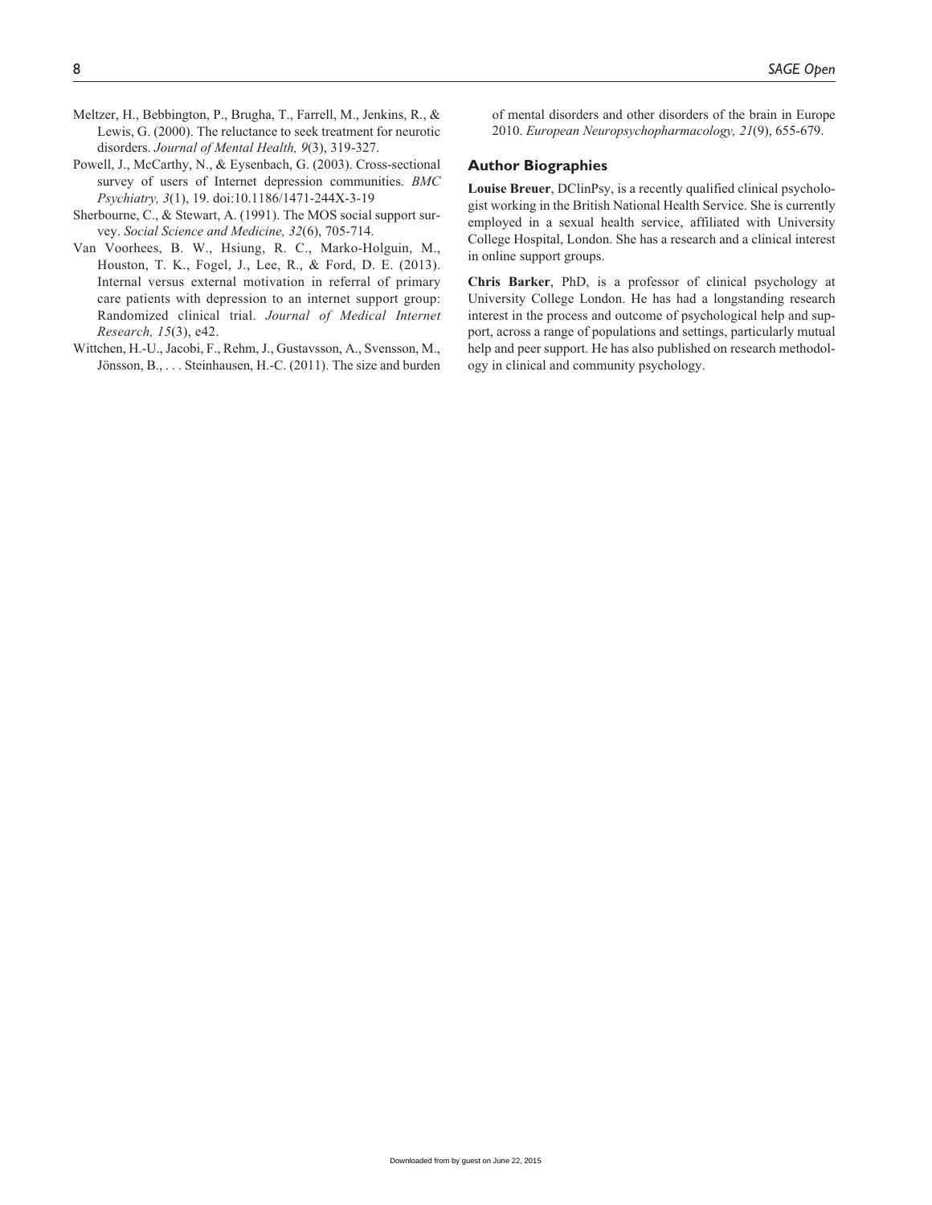Meltzer, H., Bebbington, P., Brugha, T., Farrell, M., Jenkins, R., & Lewis, G. (2000). The reluctance to seek treatment for neurotic disorders. *Journal of Mental Health, 9*(3), 319-327.

Powell, J., McCarthy, N., & Eysenbach, G. (2003). Cross-sectional survey of users of Internet depression communities. *BMC Psychiatry, 3*(1), 19. doi:10.1186/1471-244X-3-19

Sherbourne, C., & Stewart, A. (1991). The MOS social support survey. *Social Science and Medicine, 32*(6), 705-714.

Van Voorhees, B. W., Hsiung, R. C., Marko-Holguin, M., Houston, T. K., Fogel, J., Lee, R., & Ford, D. E. (2013). Internal versus external motivation in referral of primary care patients with depression to an internet support group: Randomized clinical trial. *Journal of Medical Internet Research, 15*(3), e42.

Wittchen, H.-U., Jacobi, F., Rehm, J., Gustavsson, A., Svensson, M., Jönsson, B., . . . Steinhausen, H.-C. (2011). The size and burden of mental disorders and other disorders of the brain in Europe 2010. *European Neuropsychopharmacology, 21*(9), 655-679.

## Author Biographies

**Louise Breuer**, DClinPsy, is a recently qualified clinical psychologist working in the British National Health Service. She is currently employed in a sexual health service, affiliated with University College Hospital, London. She has a research and a clinical interest in online support groups.

**Chris Barker**, PhD, is a professor of clinical psychology at University College London. He has had a longstanding research interest in the process and outcome of psychological help and support, across a range of populations and settings, particularly mutual help and peer support. He has also published on research methodology in clinical and community psychology.